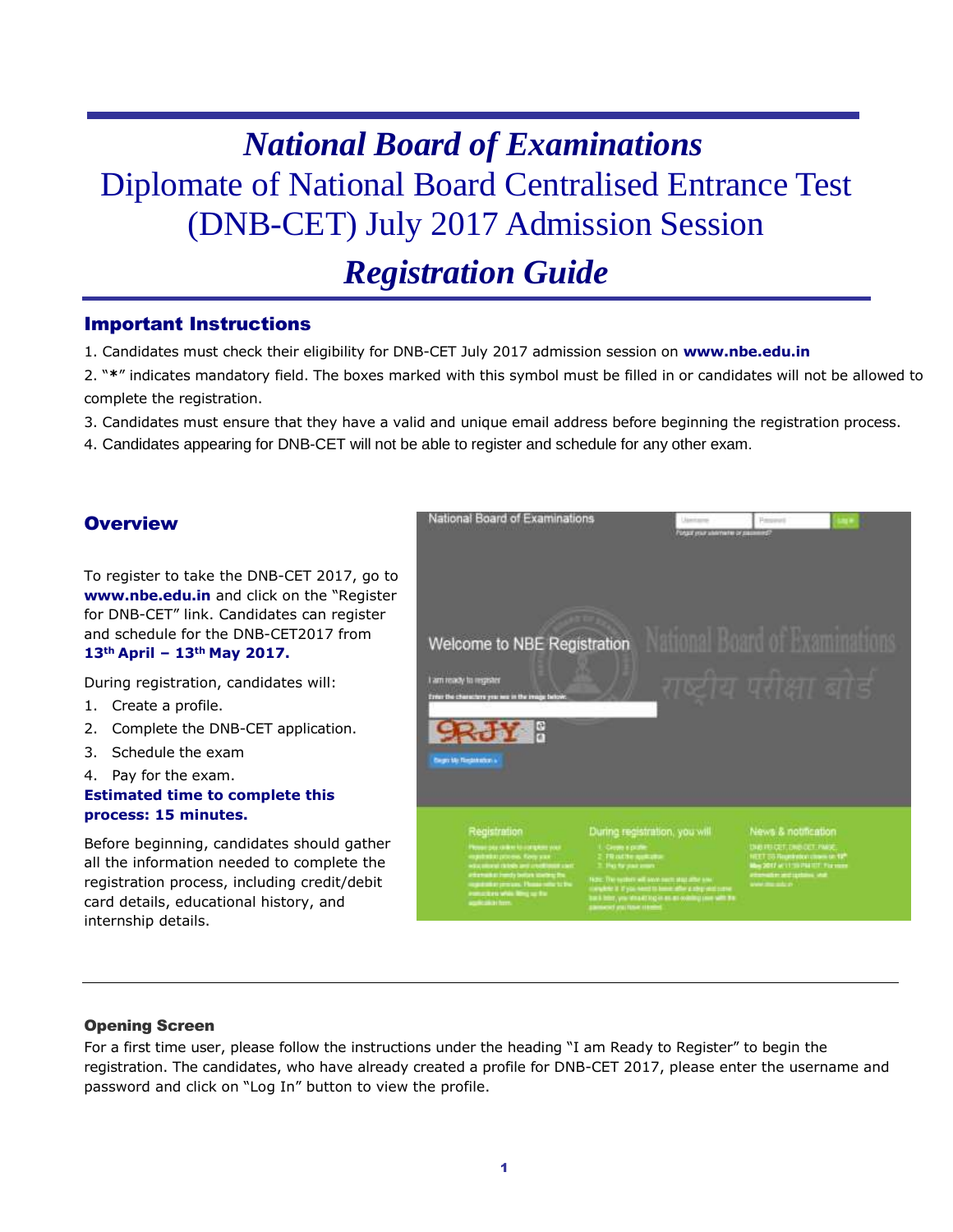# *National Board of Examinations*

## Diplomate of National Board Centralised Entrance Test (DNB-CET) July 2017 Admission Session

## *Registration Guide*

### Important Instructions

1. Candidates must check their eligibility for DNB-CET July 2017 admission session on **www.nbe.edu.in**
2. "**\***" indicates mandatory field. The boxes marked with this symbol must be filled in or candidates will not be allowed to complete the registration.
3. Candidates must ensure that they have a valid and unique email address before beginning the registration process.
4. Candidates appearing for DNB-CET will not be able to register and schedule for any other exam.

### Overview

To register to take the DNB-CET 2017, go to **www.nbe.edu.in** and click on the "Register for DNB-CET" link. Candidates can register and schedule for the DNB-CET2017 from **13th April – 13th May 2017.**

During registration, candidates will:

1. Create a profile.
2. Complete the DNB-CET application.
3. Schedule the exam
4. Pay for the exam.

**Estimated time to complete this process: 15 minutes.**

Before beginning, candidates should gather all the information needed to complete the registration process, including credit/debit card details, educational history, and internship details.

---

**Opening Screen**

For a first time user, please follow the instructions under the heading "I am Ready to Register" to begin the registration. The candidates, who have already created a profile for DNB-CET 2017, please enter the username and password and click on "Log In" button to view the profile.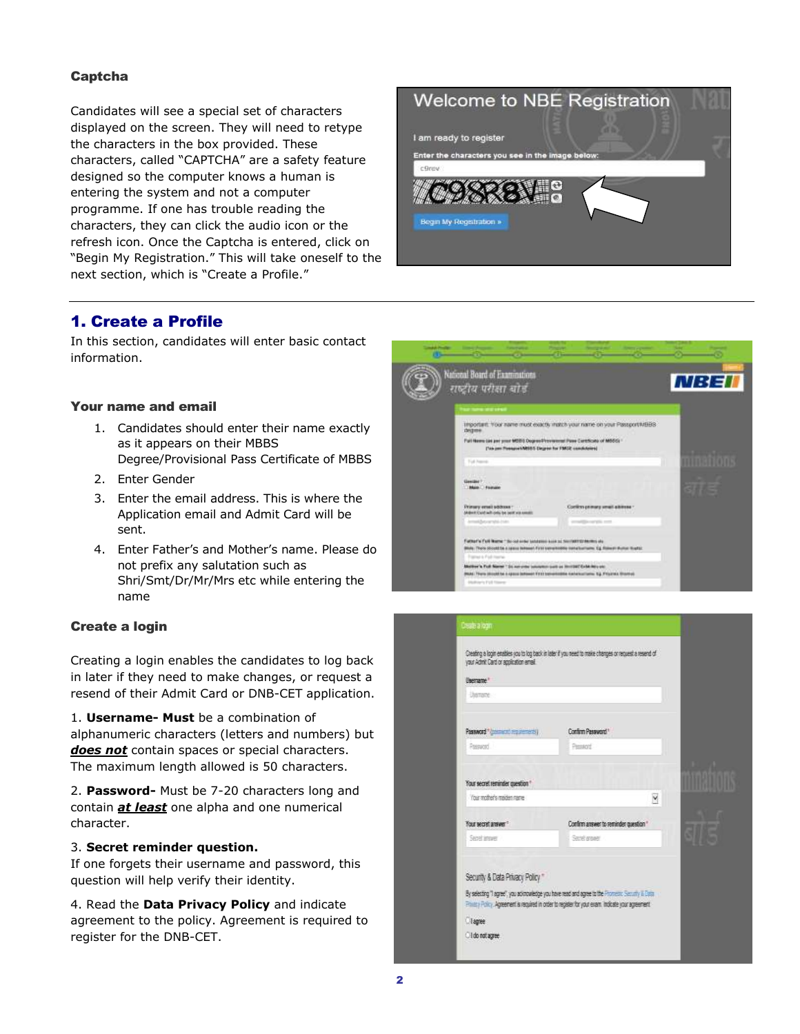### Captcha

Candidates will see a special set of characters displayed on the screen. They will need to retype the characters in the box provided. These characters, called "CAPTCHA" are a safety feature designed so the computer knows a human is entering the system and not a computer programme. If one has trouble reading the characters, they can click the audio icon or the refresh icon. Once the Captcha is entered, click on "Begin My Registration." This will take oneself to the next section, which is "Create a Profile."

## 1. Create a Profile

In this section, candidates will enter basic contact information.

### Your name and email

1. Candidates should enter their name exactly as it appears on their MBBS Degree/Provisional Pass Certificate of MBBS
2. Enter Gender
3. Enter the email address. This is where the Application email and Admit Card will be sent.
4. Enter Father's and Mother's name. Please do not prefix any salutation such as Shri/Smt/Dr/Mr/Mrs etc while entering the name

### Create a login

Creating a login enables the candidates to log back in later if they need to make changes, or request a resend of their Admit Card or DNB-CET application.

1. **Username- Must** be a combination of alphanumeric characters (letters and numbers) but ***does not*** contain spaces or special characters. The maximum length allowed is 50 characters.

2. **Password-** Must be 7-20 characters long and contain ***at least*** one alpha and one numerical character.

3. **Secret reminder question.**
If one forgets their username and password, this question will help verify their identity.

4. Read the **Data Privacy Policy** and indicate agreement to the policy. Agreement is required to register for the DNB-CET.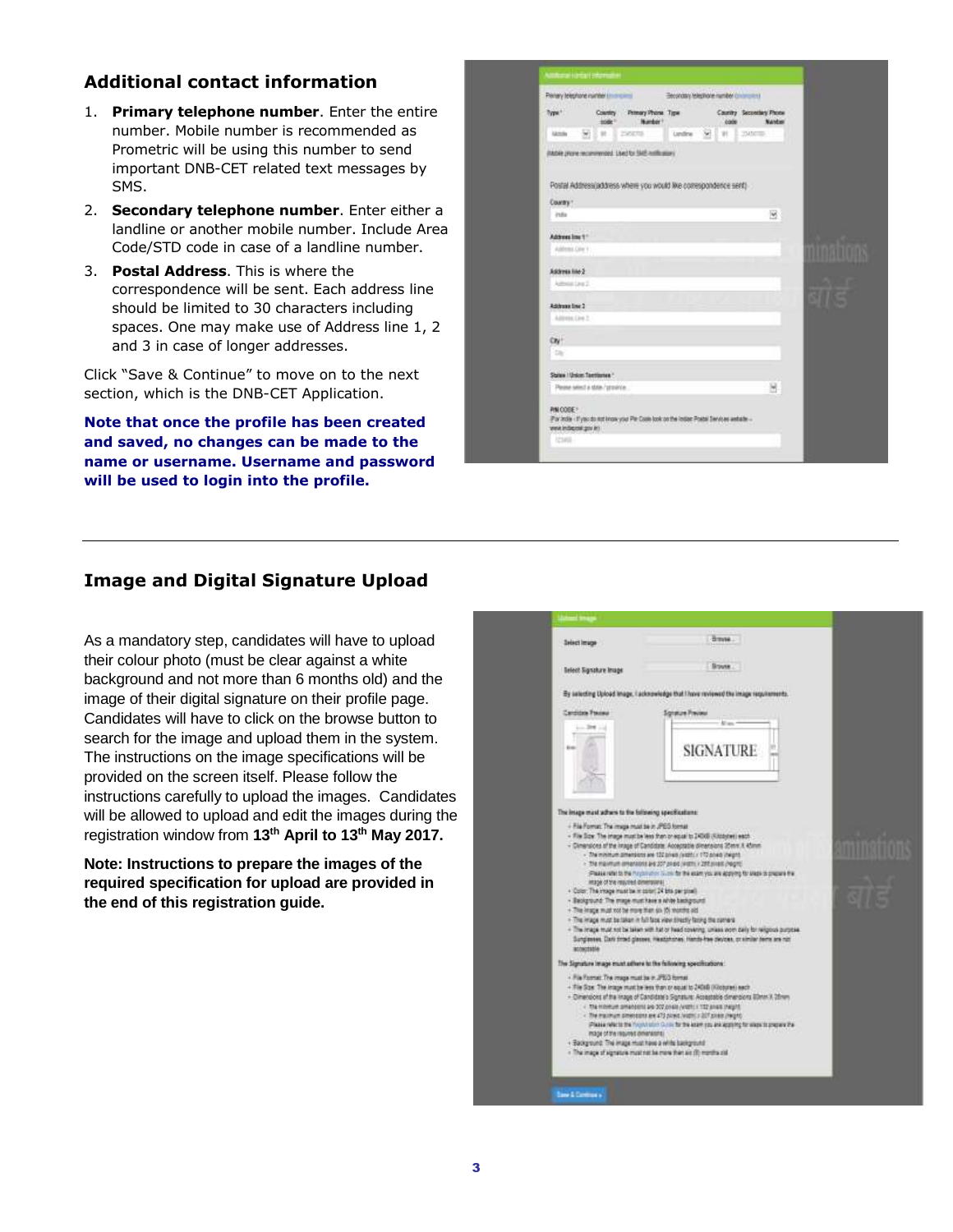## Additional contact information

1. **Primary telephone number**. Enter the entire number. Mobile number is recommended as Prometric will be using this number to send important DNB-CET related text messages by SMS.
2. **Secondary telephone number**. Enter either a landline or another mobile number. Include Area Code/STD code in case of a landline number.
3. **Postal Address**. This is where the correspondence will be sent. Each address line should be limited to 30 characters including spaces. One may make use of Address line 1, 2 and 3 in case of longer addresses.

Click "Save & Continue" to move on to the next section, which is the DNB-CET Application.

**Note that once the profile has been created and saved, no changes can be made to the name or username. Username and password will be used to login into the profile.**

---

## Image and Digital Signature Upload

As a mandatory step, candidates will have to upload their colour photo (must be clear against a white background and not more than 6 months old) and the image of their digital signature on their profile page. Candidates will have to click on the browse button to search for the image and upload them in the system. The instructions on the image specifications will be provided on the screen itself. Please follow the instructions carefully to upload the images. Candidates will be allowed to upload and edit the images during the registration window from **13th April to 13th May 2017.**

**Note: Instructions to prepare the images of the required specification for upload are provided in the end of this registration guide.**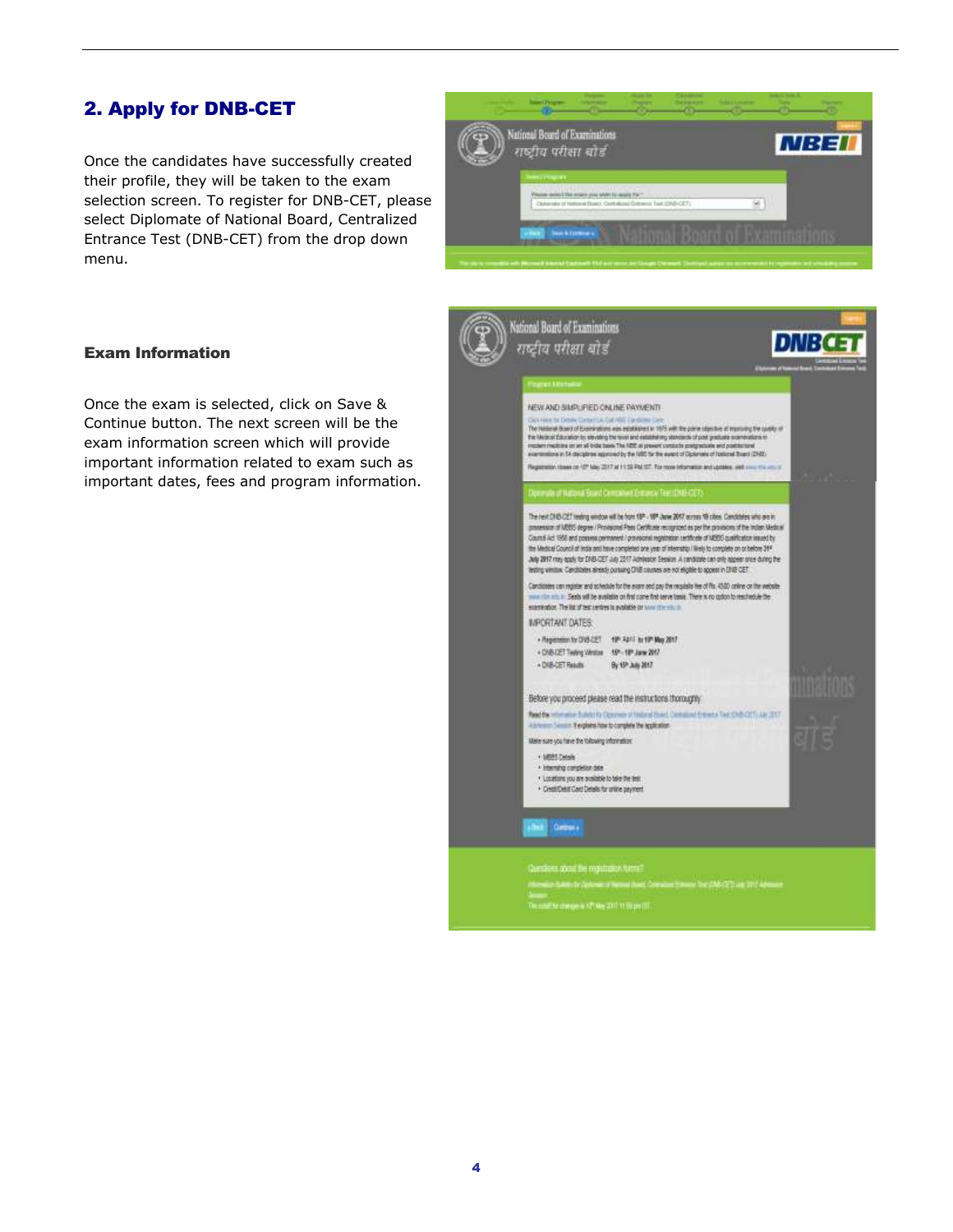## 2. Apply for DNB-CET

Once the candidates have successfully created their profile, they will be taken to the exam selection screen. To register for DNB-CET, please select Diplomate of National Board, Centralized Entrance Test (DNB-CET) from the drop down menu.

### Exam Information

Once the exam is selected, click on Save & Continue button. The next screen will be the exam information screen which will provide important information related to exam such as important dates, fees and program information.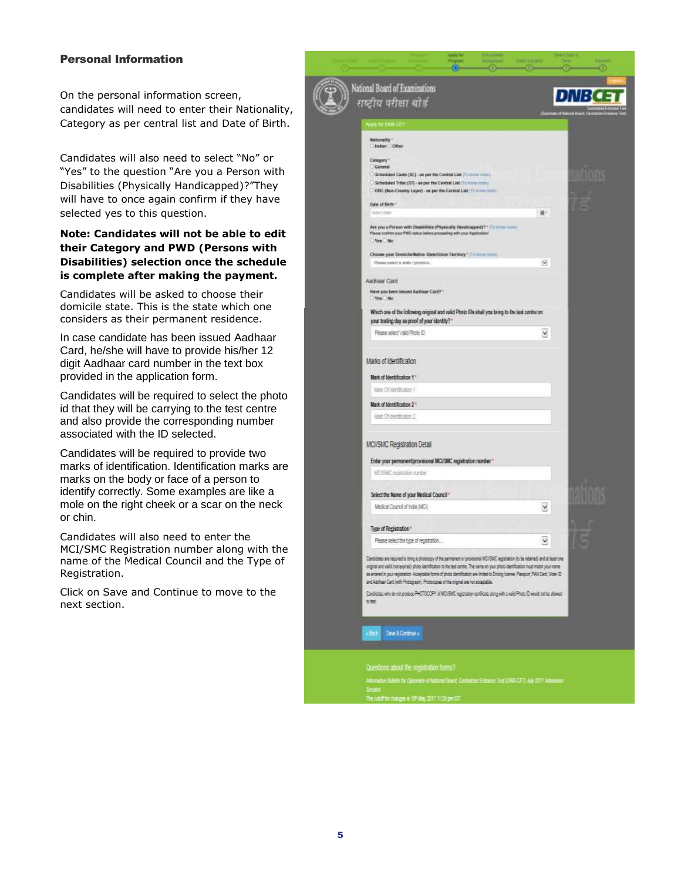**Personal Information**

On the personal information screen, candidates will need to enter their Nationality, Category as per central list and Date of Birth.

Candidates will also need to select "No" or "Yes" to the question "Are you a Person with Disabilities (Physically Handicapped)?"They will have to once again confirm if they have selected yes to this question.

**Note: Candidates will not be able to edit their Category and PWD (Persons with Disabilities) selection once the schedule is complete after making the payment.**

Candidates will be asked to choose their domicile state. This is the state which one considers as their permanent residence.

In case candidate has been issued Aadhaar Card, he/she will have to provide his/her 12 digit Aadhaar card number in the text box provided in the application form.

Candidates will be required to select the photo id that they will be carrying to the test centre and also provide the corresponding number associated with the ID selected.

Candidates will be required to provide two marks of identification. Identification marks are marks on the body or face of a person to identify correctly. Some examples are like a mole on the right cheek or a scar on the neck or chin.

Candidates will also need to enter the MCI/SMC Registration number along with the name of the Medical Council and the Type of Registration.

Click on Save and Continue to move to the next section.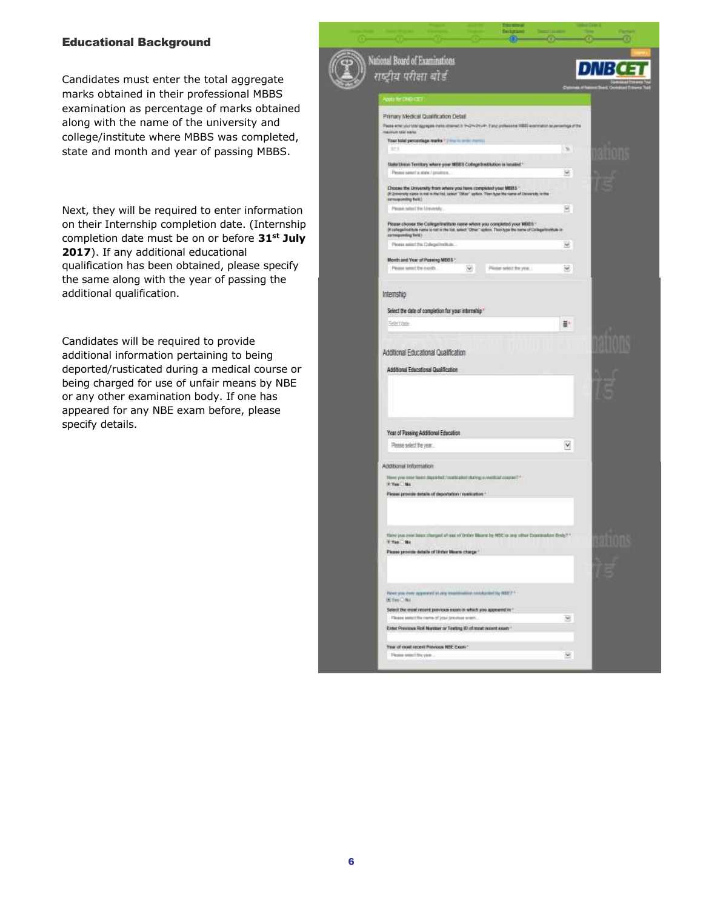### Educational Background

Candidates must enter the total aggregate marks obtained in their professional MBBS examination as percentage of marks obtained along with the name of the university and college/institute where MBBS was completed, state and month and year of passing MBBS.

Next, they will be required to enter information on their Internship completion date. (Internship completion date must be on or before **31st July 2017**). If any additional educational qualification has been obtained, please specify the same along with the year of passing the additional qualification.

Candidates will be required to provide additional information pertaining to being deported/rusticated during a medical course or being charged for use of unfair means by NBE or any other examination body. If one has appeared for any NBE exam before, please specify details.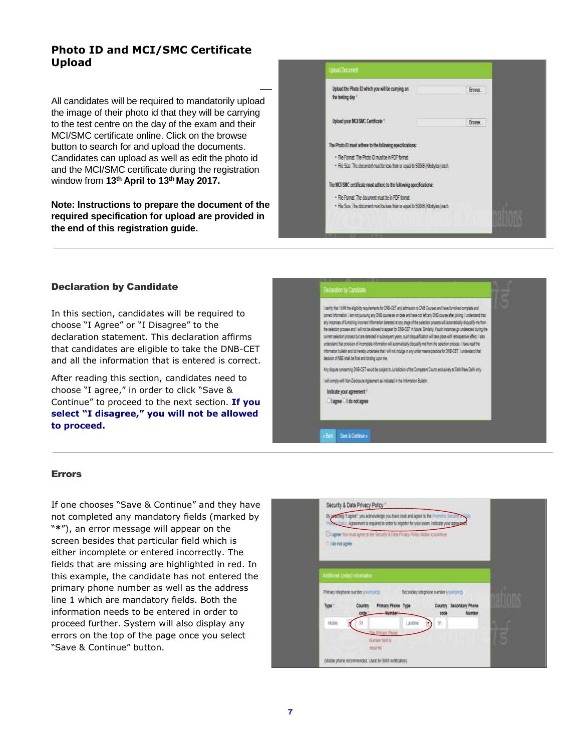## Photo ID and MCI/SMC Certificate Upload

All candidates will be required to mandatorily upload the image of their photo id that they will be carrying to the test centre on the day of the exam and their MCI/SMC certificate online. Click on the browse button to search for and upload the documents. Candidates can upload as well as edit the photo id and the MCI/SMC certificate during the registration window from **13th April to 13th May 2017.**

**Note: Instructions to prepare the document of the required specification for upload are provided in the end of this registration guide.**

---

### Declaration by Candidate

In this section, candidates will be required to choose "I Agree" or "I Disagree" to the declaration statement. This declaration affirms that candidates are eligible to take the DNB-CET and all the information that is entered is correct.

After reading this section, candidates need to choose "I agree," in order to click "Save & Continue" to proceed to the next section. **If you select "I disagree," you will not be allowed to proceed.**

---

### Errors

If one chooses "Save & Continue" and they have not completed any mandatory fields (marked by "*"), an error message will appear on the screen besides that particular field which is either incomplete or entered incorrectly. The fields that are missing are highlighted in red. In this example, the candidate has not entered the primary phone number as well as the address line 1 which are mandatory fields. Both the information needs to be entered in order to proceed further. System will also display any errors on the top of the page once you select "Save & Continue" button.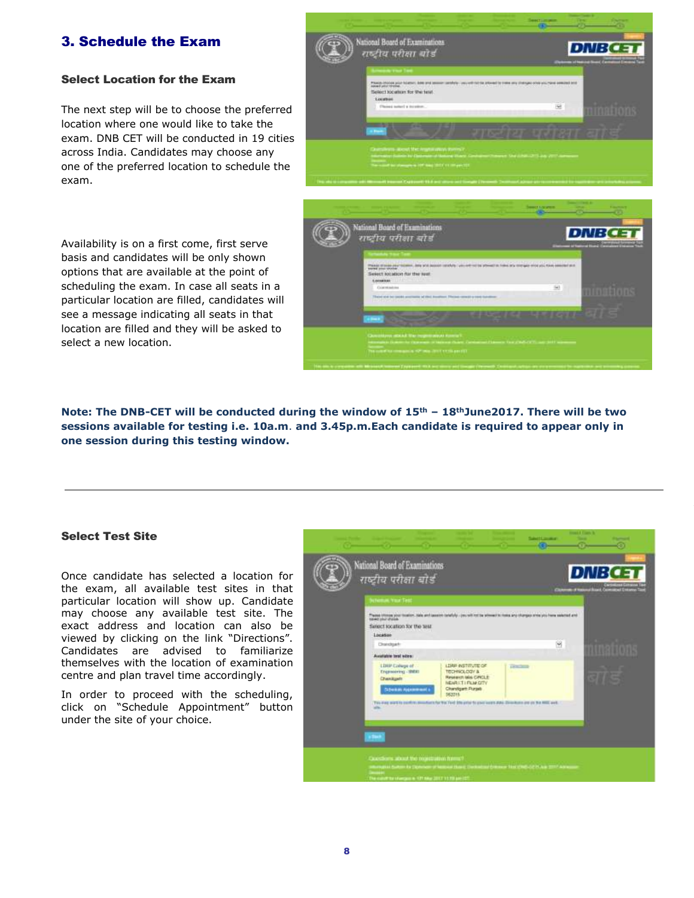## 3. Schedule the Exam

### Select Location for the Exam

The next step will be to choose the preferred location where one would like to take the exam. DNB CET will be conducted in 19 cities across India. Candidates may choose any one of the preferred location to schedule the exam.

Availability is on a first come, first serve basis and candidates will be only shown options that are available at the point of scheduling the exam. In case all seats in a particular location are filled, candidates will see a message indicating all seats in that location are filled and they will be asked to select a new location.

**Note: The DNB-CET will be conducted during the window of 15th – 18th June2017. There will be two sessions available for testing i.e. 10a.m. and 3.45p.m.Each candidate is required to appear only in one session during this testing window.**

---

### Select Test Site

Once candidate has selected a location for the exam, all available test sites in that particular location will show up. Candidate may choose any available test site. The exact address and location can also be viewed by clicking on the link “Directions”. Candidates are advised to familiarize themselves with the location of examination centre and plan travel time accordingly.

In order to proceed with the scheduling, click on “Schedule Appointment” button under the site of your choice.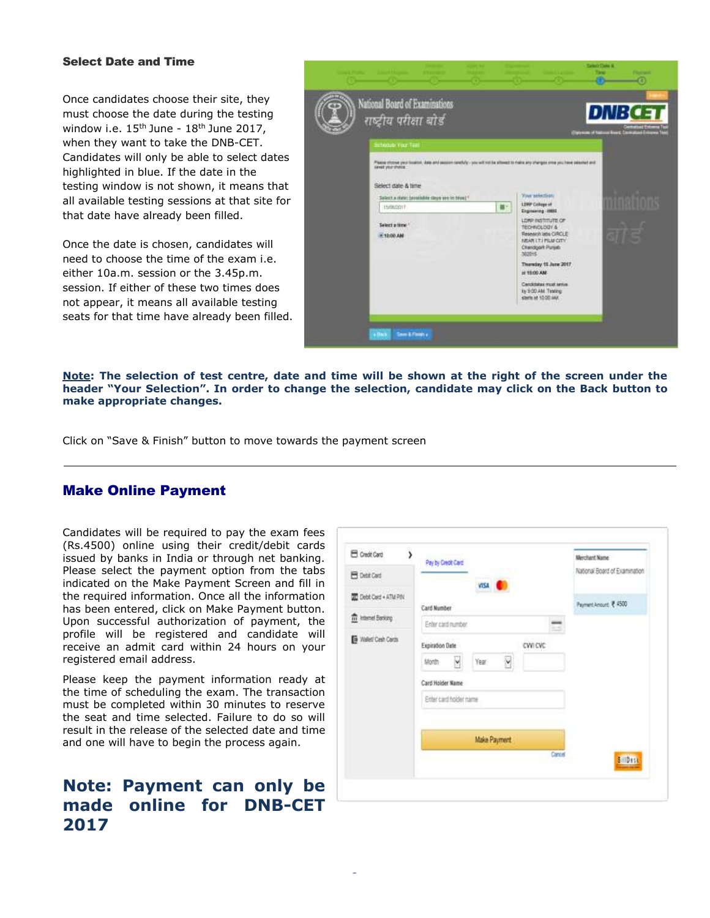### Select Date and Time

Once candidates choose their site, they must choose the date during the testing window i.e. 15th June - 18th June 2017, when they want to take the DNB-CET. Candidates will only be able to select dates highlighted in blue. If the date in the testing window is not shown, it means that all available testing sessions at that site for that date have already been filled.

Once the date is chosen, candidates will need to choose the time of the exam i.e. either 10a.m. session or the 3.45p.m. session. If either of these two times does not appear, it means all available testing seats for that time have already been filled.

**Note: The selection of test centre, date and time will be shown at the right of the screen under the header "Your Selection". In order to change the selection, candidate may click on the Back button to make appropriate changes.**

Click on "Save & Finish" button to move towards the payment screen

---

## Make Online Payment

Candidates will be required to pay the exam fees (Rs.4500) online using their credit/debit cards issued by banks in India or through net banking. Please select the payment option from the tabs indicated on the Make Payment Screen and fill in the required information. Once all the information has been entered, click on Make Payment button. Upon successful authorization of payment, the profile will be registered and candidate will receive an admit card within 24 hours on your registered email address.

Please keep the payment information ready at the time of scheduling the exam. The transaction must be completed within 30 minutes to reserve the seat and time selected. Failure to do so will result in the release of the selected date and time and one will have to begin the process again.

## Note: Payment can only be made online for DNB-CET 2017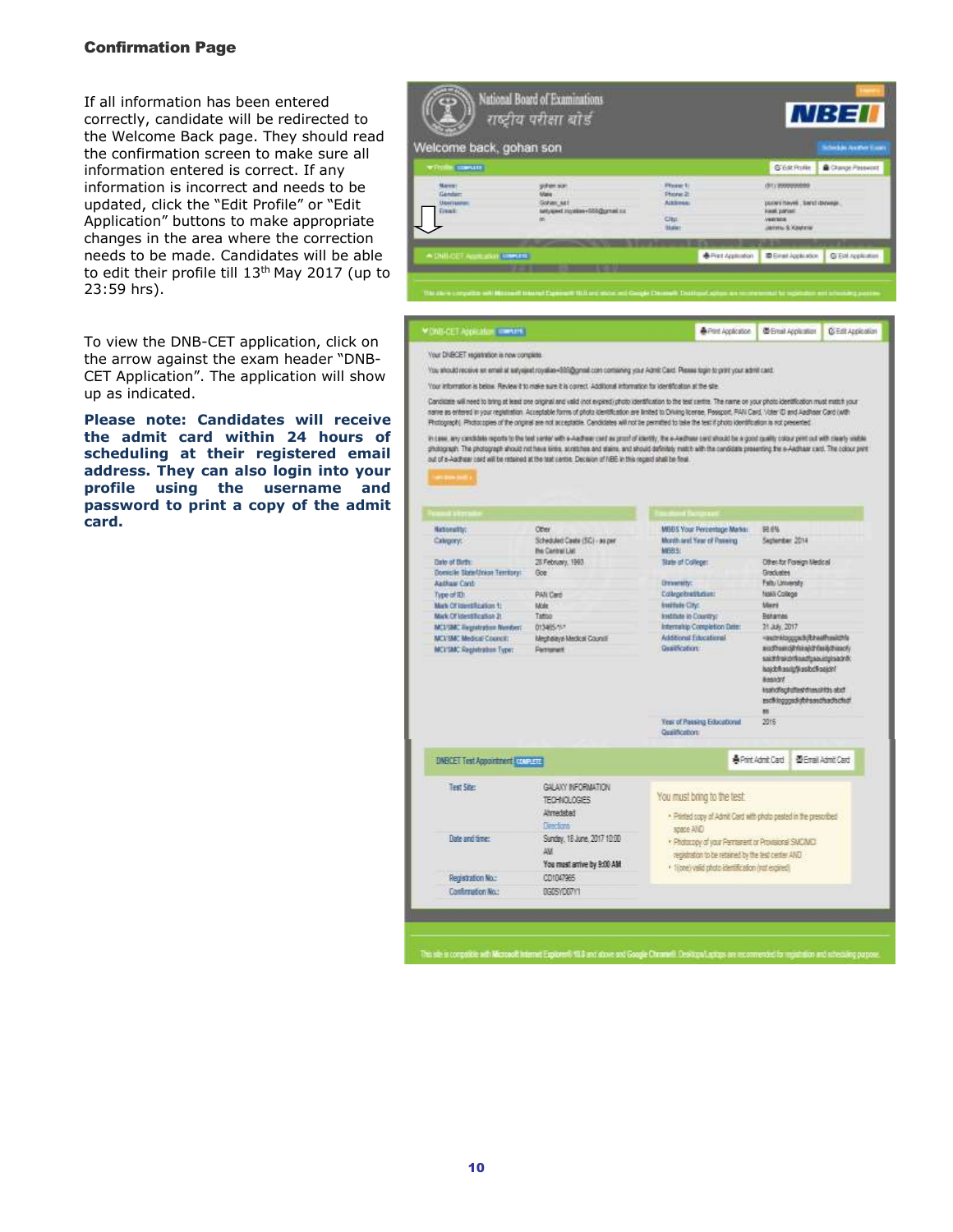**Confirmation Page**

If all information has been entered correctly, candidate will be redirected to the Welcome Back page. They should read the confirmation screen to make sure all information entered is correct. If any information is incorrect and needs to be updated, click the "Edit Profile" or "Edit Application" buttons to make appropriate changes in the area where the correction needs to be made. Candidates will be able to edit their profile till 13th May 2017 (up to 23:59 hrs).

To view the DNB-CET application, click on the arrow against the exam header "DNB-CET Application". The application will show up as indicated.

**Please note: Candidates will receive the admit card within 24 hours of scheduling at their registered email address. They can also login into your profile using the username and password to print a copy of the admit card.**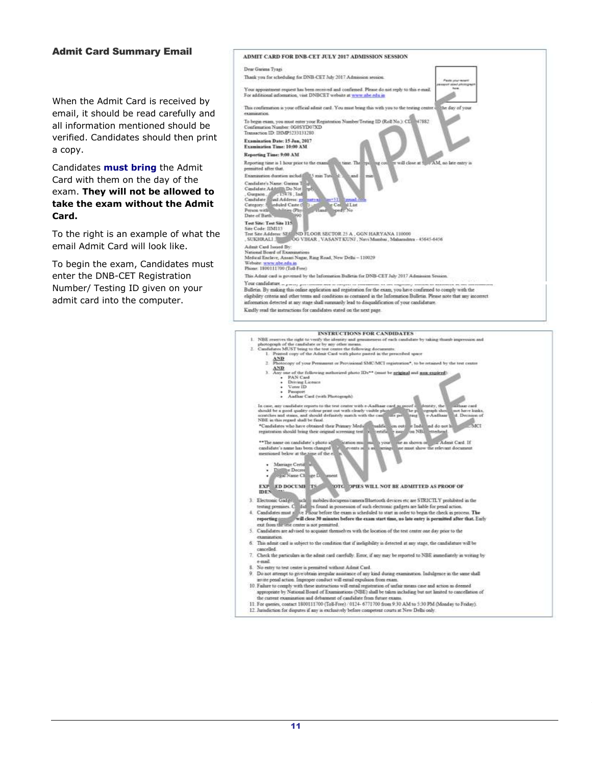### Admit Card Summary Email

When the Admit Card is received by email, it should be read carefully and all information mentioned should be verified. Candidates should then print a copy.

Candidates **must bring** the Admit Card with them on the day of the exam. **They will not be allowed to take the exam without the Admit Card.**

To the right is an example of what the email Admit Card will look like.

To begin the exam, Candidates must enter the DNB-CET Registration Number/ Testing ID given on your admit card into the computer.

**ADMIT CARD FOR DNB-CET JULY 2017 ADMISSION SESSION**

Dear Garima Tyagi

Thank you for scheduling for DNB-CET July 2017 Admission session.

Your appointment request has been received and confirmed. Please do not reply to this e-mail. For additional information, visit DNBCET website at www.nbe.edu.in

Paste your recent passport sized photograph here.

This confirmation is your official admit card. You must bring this with you to the testing centre on the day of your examination.

To begin exam, you must enter your Registration Number/Testing ID (Roll No.): CE...47882
Confirmation Number: 0G0SYD07XD
Transaction ID: IHMP5233131280

**Examination Date: 15 Jun, 2017**
**Examination Time: 10:00 AM**

**Reporting Time: 9:00 AM**

Reporting time is 1 hour prior to the exam... time. The reporting counter will close at ... AM, no late entry is permitted after that.

Examination duration includ... 5 min Tut... and ... min

Candidate's Name: Garima T...
Candidate Ad... Do Not ...ply
, Gurgaon ... 15478 , Ind...
Candidate ...ail Address: ...@gmail.com
Category: ...eduled Caste (...) ... Ce... l List
Person with ...abilities (Phy... ...andicapped): No
Date of Birth: ...990

**Test Site: Test Site 115**
Site Code: IDM115
Test Site Address: SE... ND FLOOR SECTOR 25 A , GGN HARYANA 110000
, SUKHRALI ... OG VIHAR , VASANT KUNJ , Navi Mumbai , Maharashtra - 45645-6456

Admit Card Issued By:
National Board of Examinations
Medical Enclave, Ansari Nagar, Ring Road, New Delhi – 110029
Website: www.nbe.edu.in
Phone: 1800111700 (Toll-Free)

This Admit card is governed by the Information Bulletin for DNB-CET July 2017 Admission Session.

Your candidature ... Bulletin. By making this online application and registration for the exam, you have confirmed to comply with the eligibility criteria and other terms and conditions as contained in the Information Bulletin. Please note that any incorrect information detected at any stage shall summarily lead to disqualification of your candidature.

Kindly read the instructions for candidates stated on the next page.

**INSTRUCTIONS FOR CANDIDATES**

1. NBE reserves the right to verify the identity and genuineness of each candidate by taking thumb impression and photograph of the candidate or by any other means.
2. Candidates MUST bring to the test centre the following documents:
   1. Printed copy of the Admit Card with photo pasted in the prescribed space
      **AND**
   2. Photocopy of your Permanent or Provisional SMC/MCI registration*, to be retained by the test centre
      **AND**
   3. Any one of the following authorized photo IDs** (must be **original** and **non-expired**):
      - PAN Card
      - Driving Licence
      - Voter ID
      - Passport
      - Aadhar Card (with Photograph)

   In case, any candidate reports to the test center with e-Aadhaar card as proof of identity, the ...adhaar card should be a good quality colour print out with clearly visible pho... The photograph sho... not have kinks, scratches and stains, and should definitely match with the can... ...e-Aadhaar ... d. Decision of NBE in this regard shall be final.

   *Candidates who have obtained their Primary Medi... ...ualifi... ...on out... ...e Ind... ...nd do not h... ...MCI registration should bring their original screening test ... ...certifi... ...iss... ...on NB... ...etterhead.

   **The name on candidate's photo i... ...ication mu... ...your ...me as shown in ... Admit Card. If candidate's name has been changed ... ...vents s... as ...arriage... ...ne must show the relevant document mentioned below at the time of the e...:

   - Marriage Certi...
   - D... ...e Decre...
   - ...gal Name Ch... ...ge D... ...ment

   **EXP... ...ED DOCUME... ...TS ... ...OTO... ...OPIES WILL NOT BE ADMITTED AS PROOF OF IDEN...**

3. Electronic Gadg... ...uch ... mobiles/docupens/camera/Bluetooth devices etc are STRICTLY prohibited in the testing premises. C... ...did... ...s found in possession of such electronic gadgets are liable for penal action.
4. Candidates must ... ...e 1 hour before the exam is scheduled to start in order to begin the check in process. **The reporting ... will close 30 minutes before the exam start time, no late entry is permitted after that.** Early exit from the test center is not permitted.
5. Candidates are advised to acquaint themselves with the location of the test center one day prior to the examination.
6. This admit card is subject to the condition that if ineligibility is detected at any stage, the candidature will be cancelled.
7. Check the particulars in the admit card carefully. Error, if any may be reported to NBE immediately in writing by e-mail.
8. No entry to test center is permitted without Admit Card.
9. Do not attempt to give/obtain irregular assistance of any kind during examination. Indulgence in the same shall invite penal action. Improper conduct will entail expulsion from exam.
10. Failure to comply with these instructions will entail registration of unfair means case and action as deemed appropriate by National Board of Examinations (NBE) shall be taken including but not limited to cancellation of the current examination and debarment of candidate from future exams.
11. For queries, contact 1800111700 (Toll-Free) / 0124- 6771700 from 9:30 AM to 5:30 PM (Monday to Friday).
12. Jurisdiction for disputes if any is exclusively before competent courts at New Delhi only.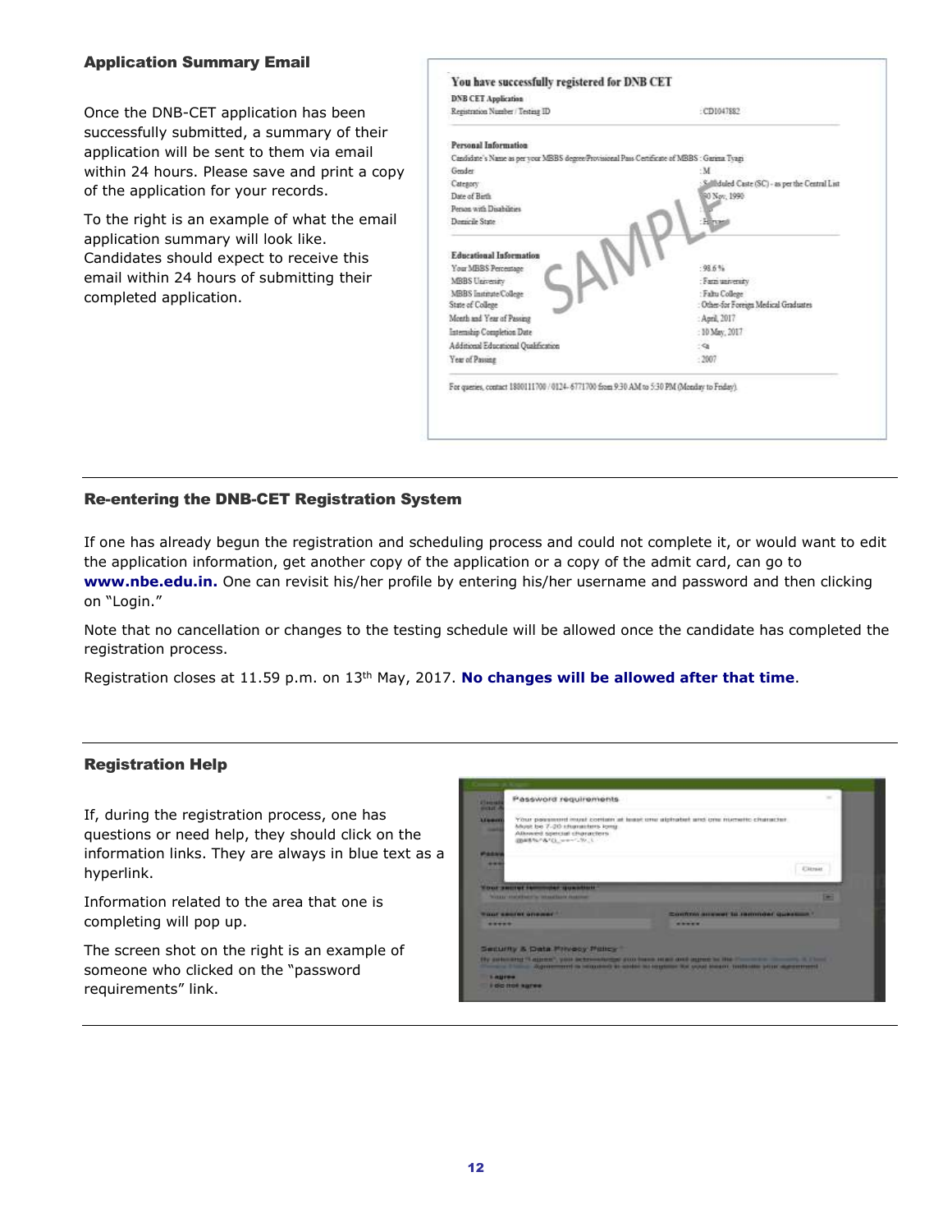### Application Summary Email

Once the DNB-CET application has been successfully submitted, a summary of their application will be sent to them via email within 24 hours. Please save and print a copy of the application for your records.

To the right is an example of what the email application summary will look like. Candidates should expect to receive this email within 24 hours of submitting their completed application.

### Re-entering the DNB-CET Registration System

If one has already begun the registration and scheduling process and could not complete it, or would want to edit the application information, get another copy of the application or a copy of the admit card, can go to **www.nbe.edu.in.** One can revisit his/her profile by entering his/her username and password and then clicking on "Login."

Note that no cancellation or changes to the testing schedule will be allowed once the candidate has completed the registration process.

Registration closes at 11.59 p.m. on 13th May, 2017. **No changes will be allowed after that time**.

### Registration Help

If, during the registration process, one has questions or need help, they should click on the information links. They are always in blue text as a hyperlink.

Information related to the area that one is completing will pop up.

The screen shot on the right is an example of someone who clicked on the "password requirements" link.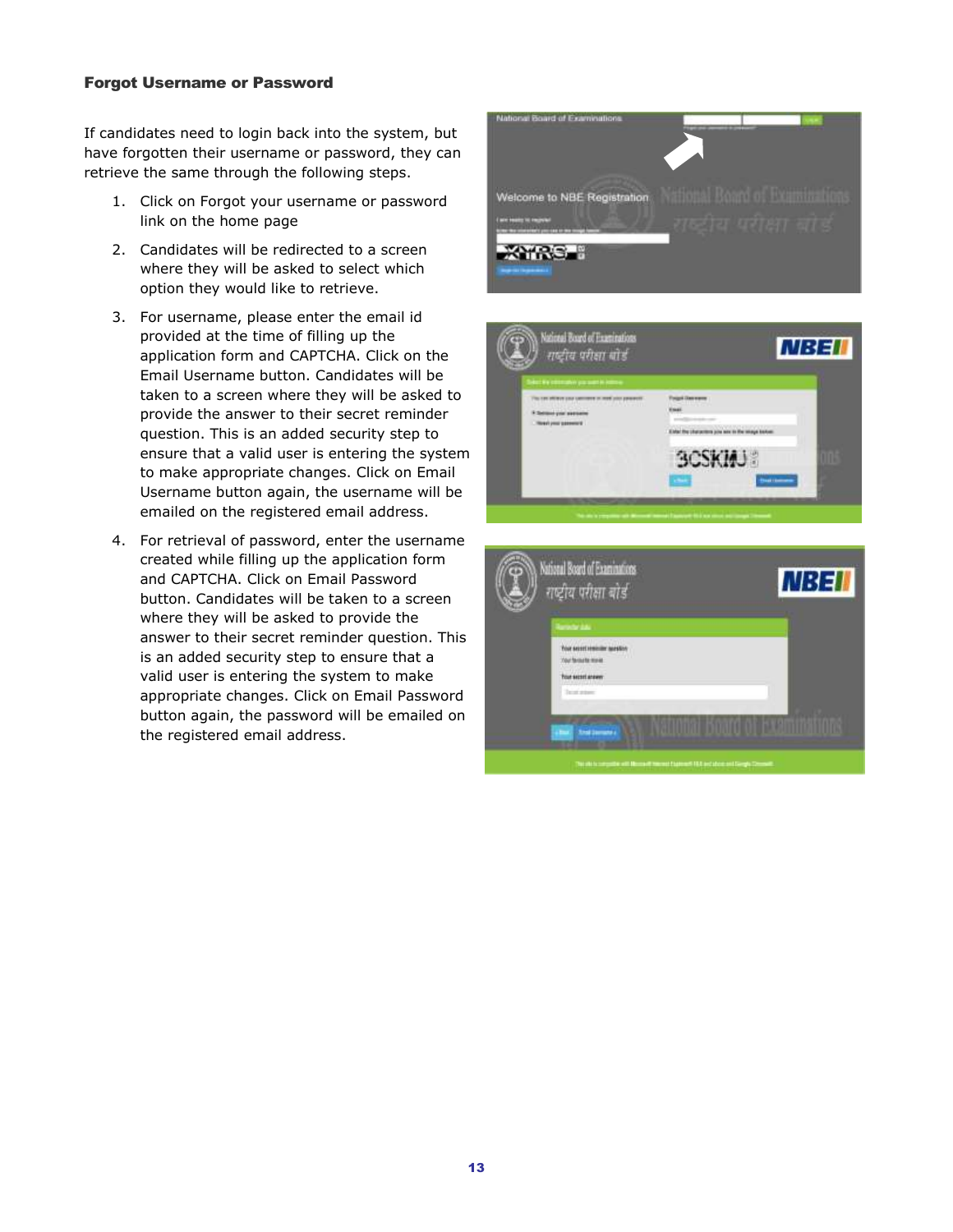### Forgot Username or Password

If candidates need to login back into the system, but have forgotten their username or password, they can retrieve the same through the following steps.

1. Click on Forgot your username or password link on the home page
2. Candidates will be redirected to a screen where they will be asked to select which option they would like to retrieve.
3. For username, please enter the email id provided at the time of filling up the application form and CAPTCHA. Click on the Email Username button. Candidates will be taken to a screen where they will be asked to provide the answer to their secret reminder question. This is an added security step to ensure that a valid user is entering the system to make appropriate changes. Click on Email Username button again, the username will be emailed on the registered email address.
4. For retrieval of password, enter the username created while filling up the application form and CAPTCHA. Click on Email Password button. Candidates will be taken to a screen where they will be asked to provide the answer to their secret reminder question. This is an added security step to ensure that a valid user is entering the system to make appropriate changes. Click on Email Password button again, the password will be emailed on the registered email address.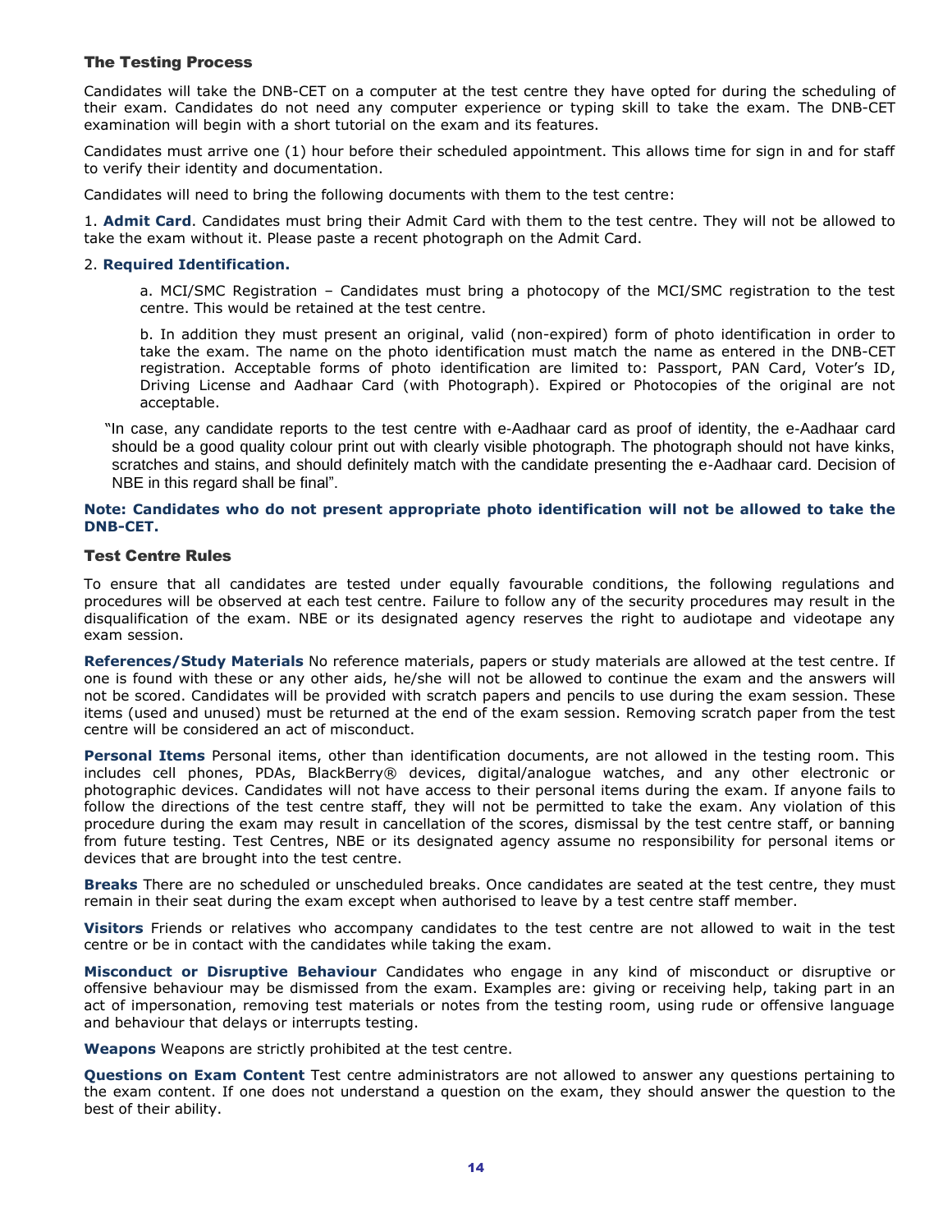### The Testing Process

Candidates will take the DNB-CET on a computer at the test centre they have opted for during the scheduling of their exam. Candidates do not need any computer experience or typing skill to take the exam. The DNB-CET examination will begin with a short tutorial on the exam and its features.

Candidates must arrive one (1) hour before their scheduled appointment. This allows time for sign in and for staff to verify their identity and documentation.

Candidates will need to bring the following documents with them to the test centre:

1. **Admit Card**. Candidates must bring their Admit Card with them to the test centre. They will not be allowed to take the exam without it. Please paste a recent photograph on the Admit Card.

2. **Required Identification.**

   a. MCI/SMC Registration – Candidates must bring a photocopy of the MCI/SMC registration to the test centre. This would be retained at the test centre.

   b. In addition they must present an original, valid (non-expired) form of photo identification in order to take the exam. The name on the photo identification must match the name as entered in the DNB-CET registration. Acceptable forms of photo identification are limited to: Passport, PAN Card, Voter's ID, Driving License and Aadhaar Card (with Photograph). Expired or Photocopies of the original are not acceptable.

"In case, any candidate reports to the test centre with e-Aadhaar card as proof of identity, the e-Aadhaar card should be a good quality colour print out with clearly visible photograph. The photograph should not have kinks, scratches and stains, and should definitely match with the candidate presenting the e-Aadhaar card. Decision of NBE in this regard shall be final".

**Note: Candidates who do not present appropriate photo identification will not be allowed to take the DNB-CET.**

### Test Centre Rules

To ensure that all candidates are tested under equally favourable conditions, the following regulations and procedures will be observed at each test centre. Failure to follow any of the security procedures may result in the disqualification of the exam. NBE or its designated agency reserves the right to audiotape and videotape any exam session.

**References/Study Materials** No reference materials, papers or study materials are allowed at the test centre. If one is found with these or any other aids, he/she will not be allowed to continue the exam and the answers will not be scored. Candidates will be provided with scratch papers and pencils to use during the exam session. These items (used and unused) must be returned at the end of the exam session. Removing scratch paper from the test centre will be considered an act of misconduct.

**Personal Items** Personal items, other than identification documents, are not allowed in the testing room. This includes cell phones, PDAs, BlackBerry® devices, digital/analogue watches, and any other electronic or photographic devices. Candidates will not have access to their personal items during the exam. If anyone fails to follow the directions of the test centre staff, they will not be permitted to take the exam. Any violation of this procedure during the exam may result in cancellation of the scores, dismissal by the test centre staff, or banning from future testing. Test Centres, NBE or its designated agency assume no responsibility for personal items or devices that are brought into the test centre.

**Breaks** There are no scheduled or unscheduled breaks. Once candidates are seated at the test centre, they must remain in their seat during the exam except when authorised to leave by a test centre staff member.

**Visitors** Friends or relatives who accompany candidates to the test centre are not allowed to wait in the test centre or be in contact with the candidates while taking the exam.

**Misconduct or Disruptive Behaviour** Candidates who engage in any kind of misconduct or disruptive or offensive behaviour may be dismissed from the exam. Examples are: giving or receiving help, taking part in an act of impersonation, removing test materials or notes from the testing room, using rude or offensive language and behaviour that delays or interrupts testing.

**Weapons** Weapons are strictly prohibited at the test centre.

**Questions on Exam Content** Test centre administrators are not allowed to answer any questions pertaining to the exam content. If one does not understand a question on the exam, they should answer the question to the best of their ability.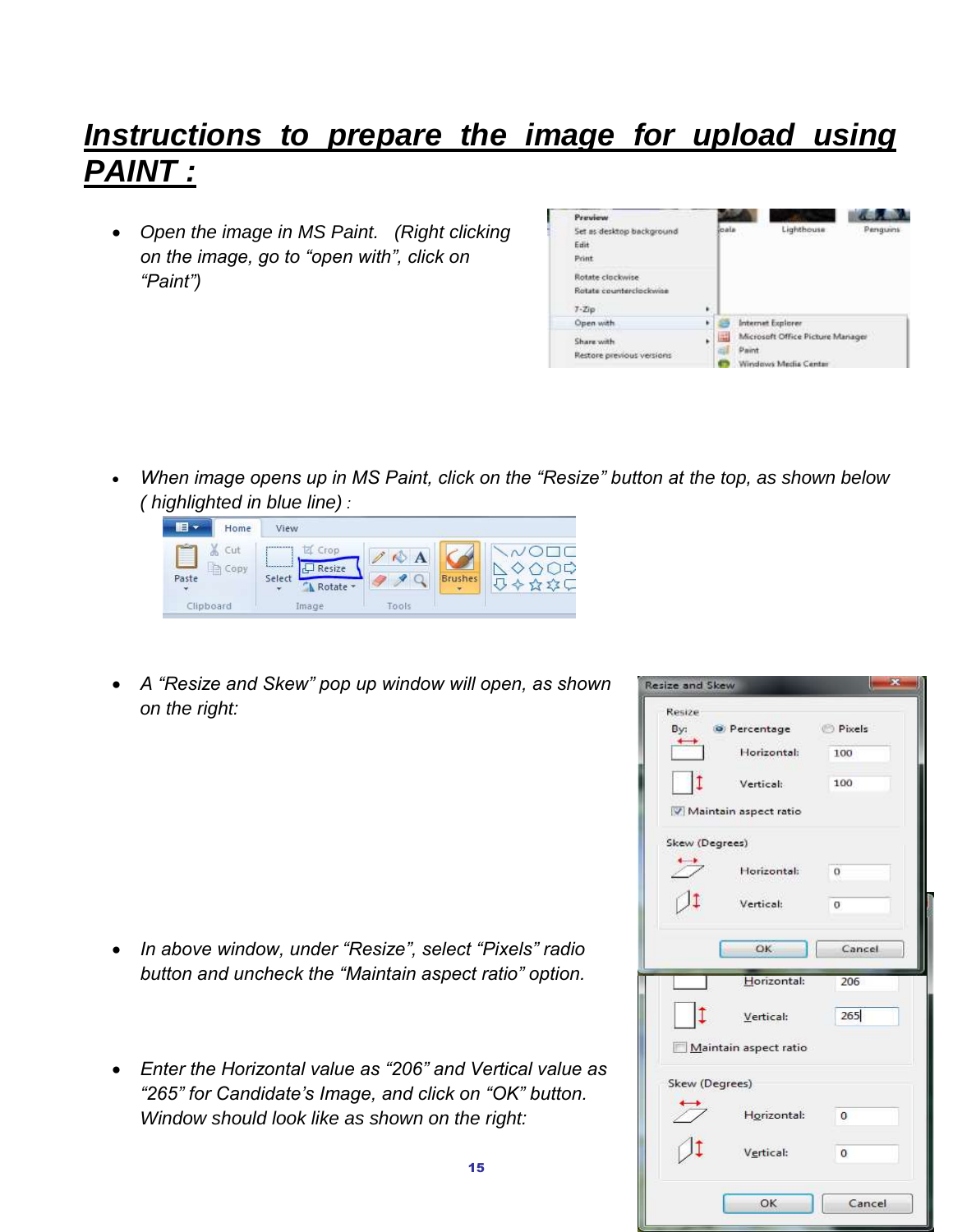# *Instructions to prepare the image for upload using PAINT :*

- *Open the image in MS Paint. (Right clicking on the image, go to "open with", click on "Paint")*

- *When image opens up in MS Paint, click on the "Resize" button at the top, as shown below ( highlighted in blue line) :*

- *A "Resize and Skew" pop up window will open, as shown on the right:*

- *In above window, under "Resize", select "Pixels" radio button and uncheck the "Maintain aspect ratio" option.*

- *Enter the Horizontal value as "206" and Vertical value as "265" for Candidate's Image, and click on "OK" button. Window should look like as shown on the right:*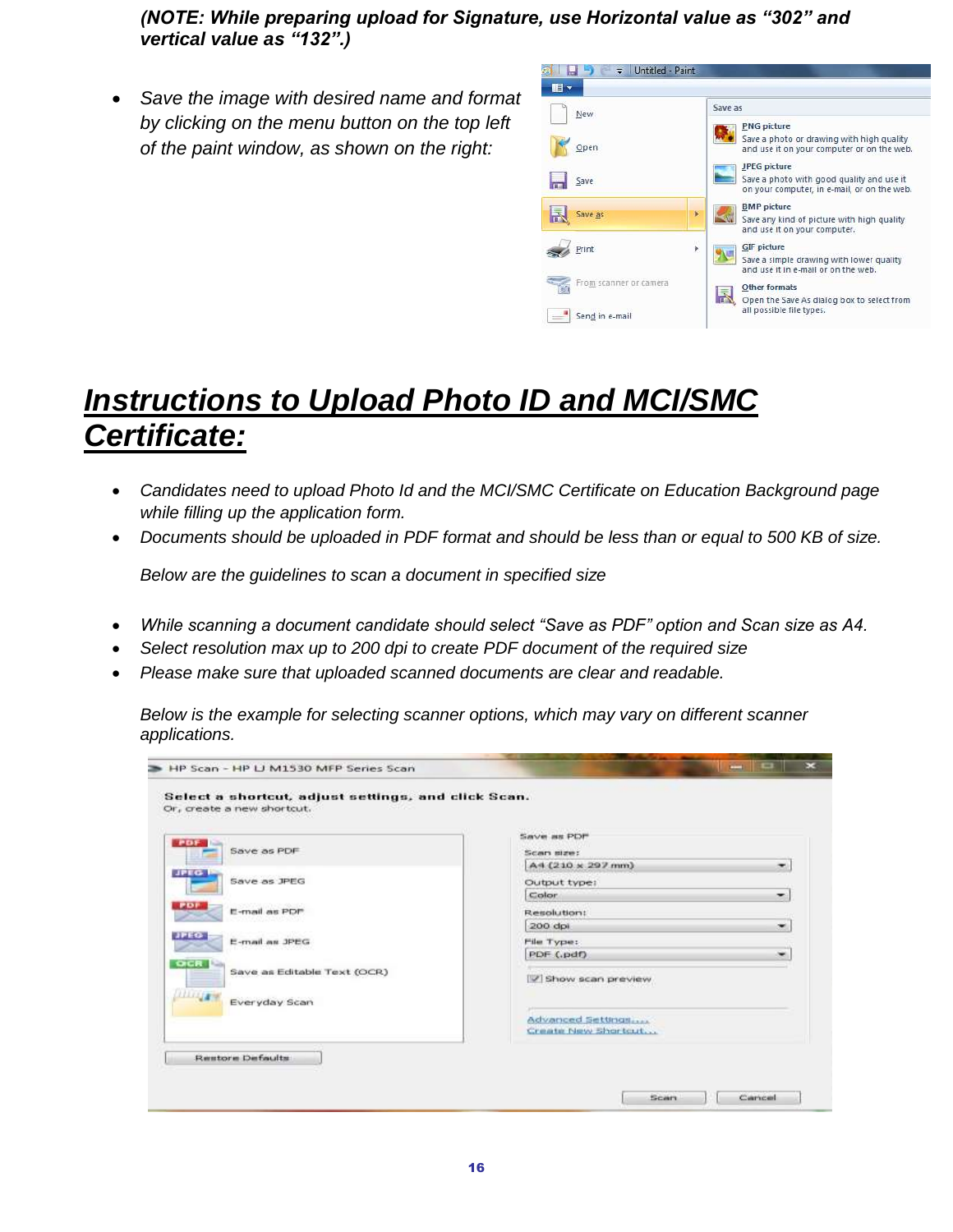***(NOTE: While preparing upload for Signature, use Horizontal value as "302" and vertical value as "132".)***

- *Save the image with desired name and format by clicking on the menu button on the top left of the paint window, as shown on the right:*

# ***Instructions to Upload Photo ID and MCI/SMC Certificate:***

- *Candidates need to upload Photo Id and the MCI/SMC Certificate on Education Background page while filling up the application form.*
- *Documents should be uploaded in PDF format and should be less than or equal to 500 KB of size.*

*Below are the guidelines to scan a document in specified size*

- *While scanning a document candidate should select "Save as PDF" option and Scan size as A4.*
- *Select resolution max up to 200 dpi to create PDF document of the required size*
- *Please make sure that uploaded scanned documents are clear and readable.*

*Below is the example for selecting scanner options, which may vary on different scanner applications.*